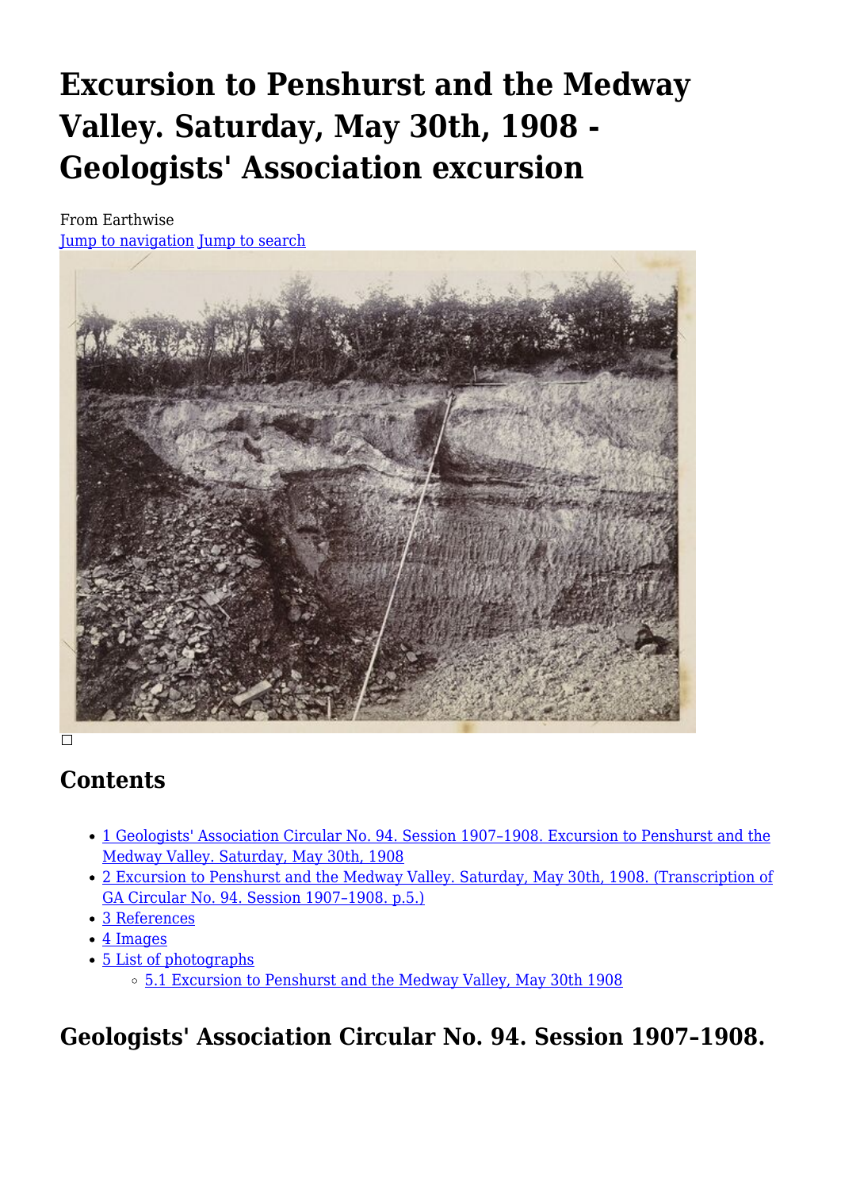# Excursion to Penshurst and the Medway Valley. Saturday, May 30th, 1908 - Geologists' Association excursion

From Earthwise

Jump to navigation Jump to search

## Contents

- 1 Geologists' Association Circular No. 94. Session 1907–1908. Excursion to Penshurst and the Medway Valley. Saturday, May 30th, 1908
- 2 Excursion to Penshurst and the Medway Valley. Saturday, May 30th, 1908. (Transcription of GA Circular No. 94. Session 1907–1908. p.5.)
- 3 References
- 4 Images
- 5 List of photographs
  - 5.1 Excursion to Penshurst and the Medway Valley, May 30th 1908

## Geologists' Association Circular No. 94. Session 1907–1908.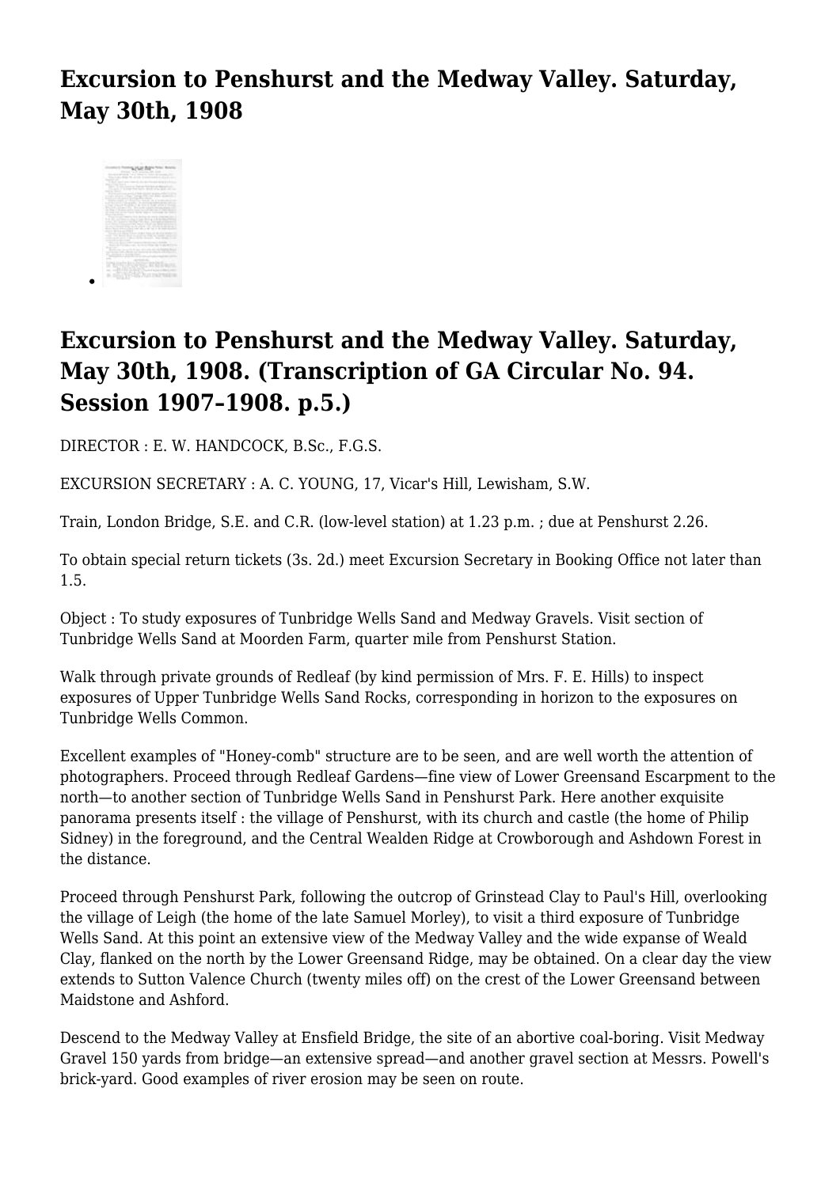## Excursion to Penshurst and the Medway Valley. Saturday, May 30th, 1908

## Excursion to Penshurst and the Medway Valley. Saturday, May 30th, 1908. (Transcription of GA Circular No. 94. Session 1907–1908. p.5.)

DIRECTOR : E. W. HANDCOCK, B.Sc., F.G.S.

EXCURSION SECRETARY : A. C. YOUNG, 17, Vicar's Hill, Lewisham, S.W.

Train, London Bridge, S.E. and C.R. (low-level station) at 1.23 p.m. ; due at Penshurst 2.26.

To obtain special return tickets (3s. 2d.) meet Excursion Secretary in Booking Office not later than 1.5.

Object : To study exposures of Tunbridge Wells Sand and Medway Gravels. Visit section of Tunbridge Wells Sand at Moorden Farm, quarter mile from Penshurst Station.

Walk through private grounds of Redleaf (by kind permission of Mrs. F. E. Hills) to inspect exposures of Upper Tunbridge Wells Sand Rocks, corresponding in horizon to the exposures on Tunbridge Wells Common.

Excellent examples of "Honey-comb" structure are to be seen, and are well worth the attention of photographers. Proceed through Redleaf Gardens—fine view of Lower Greensand Escarpment to the north—to another section of Tunbridge Wells Sand in Penshurst Park. Here another exquisite panorama presents itself : the village of Penshurst, with its church and castle (the home of Philip Sidney) in the foreground, and the Central Wealden Ridge at Crowborough and Ashdown Forest in the distance.

Proceed through Penshurst Park, following the outcrop of Grinstead Clay to Paul's Hill, overlooking the village of Leigh (the home of the late Samuel Morley), to visit a third exposure of Tunbridge Wells Sand. At this point an extensive view of the Medway Valley and the wide expanse of Weald Clay, flanked on the north by the Lower Greensand Ridge, may be obtained. On a clear day the view extends to Sutton Valence Church (twenty miles off) on the crest of the Lower Greensand between Maidstone and Ashford.

Descend to the Medway Valley at Ensfield Bridge, the site of an abortive coal-boring. Visit Medway Gravel 150 yards from bridge—an extensive spread—and another gravel section at Messrs. Powell's brick-yard. Good examples of river erosion may be seen on route.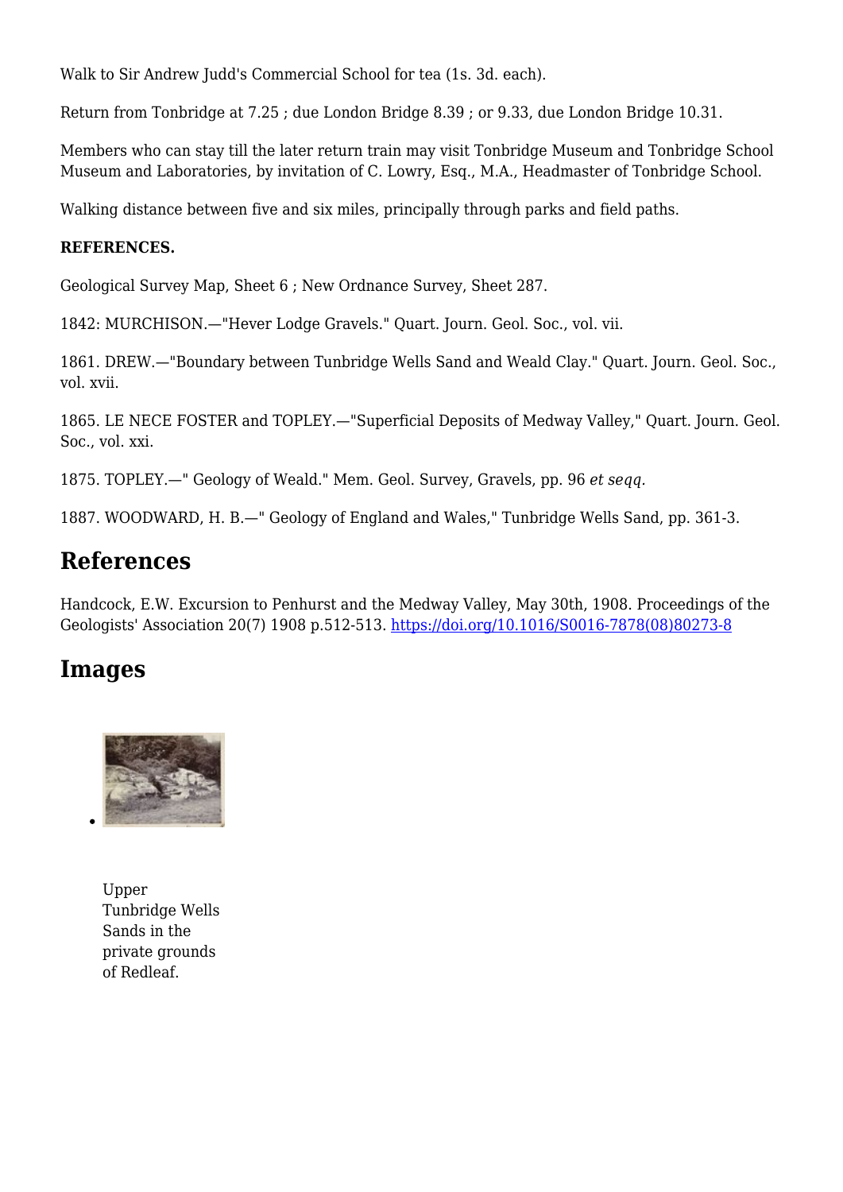Walk to Sir Andrew Judd's Commercial School for tea (1s. 3d. each).

Return from Tonbridge at 7.25 ; due London Bridge 8.39 ; or 9.33, due London Bridge 10.31.

Members who can stay till the later return train may visit Tonbridge Museum and Tonbridge School Museum and Laboratories, by invitation of C. Lowry, Esq., M.A., Headmaster of Tonbridge School.

Walking distance between five and six miles, principally through parks and field paths.

**REFERENCES.**

Geological Survey Map, Sheet 6 ; New Ordnance Survey, Sheet 287.

1842: MURCHISON.—"Hever Lodge Gravels." Quart. Journ. Geol. Soc., vol. vii.

1861. DREW.—"Boundary between Tunbridge Wells Sand and Weald Clay." Quart. Journ. Geol. Soc., vol. xvii.

1865. LE NECE FOSTER and TOPLEY.—"Superficial Deposits of Medway Valley," Quart. Journ. Geol. Soc., vol. xxi.

1875. TOPLEY.—" Geology of Weald." Mem. Geol. Survey, Gravels, pp. 96 *et seqq*.

1887. WOODWARD, H. B.—" Geology of England and Wales," Tunbridge Wells Sand, pp. 361-3.

## References

Handcock, E.W. Excursion to Penhurst and the Medway Valley, May 30th, 1908. Proceedings of the Geologists' Association 20(7) 1908 p.512-513. https://doi.org/10.1016/S0016-7878(08)80273-8

## Images

Upper Tunbridge Wells Sands in the private grounds of Redleaf.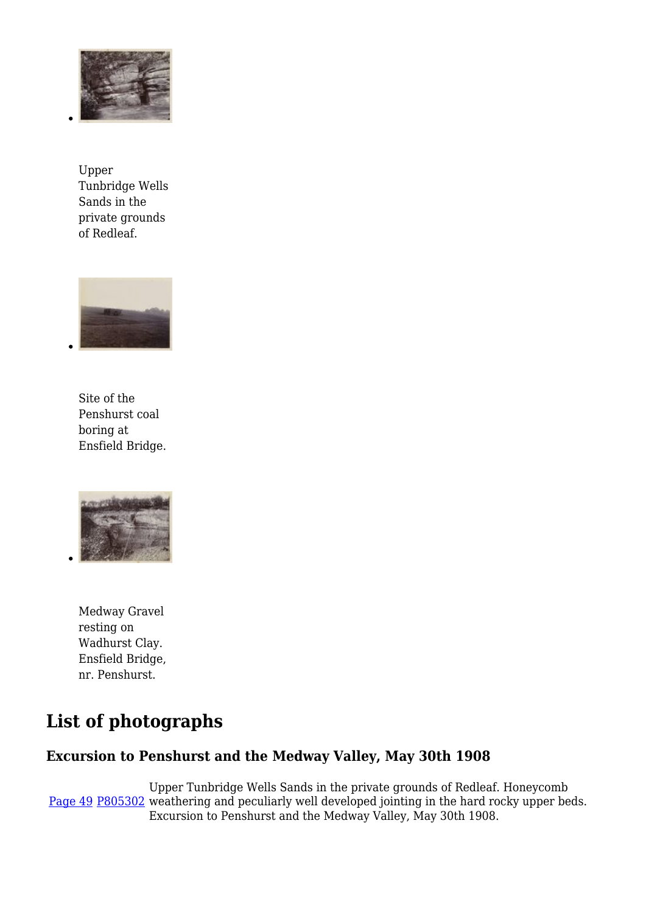- Upper Tunbridge Wells Sands in the private grounds of Redleaf.

- Site of the Penshurst coal boring at Ensfield Bridge.

- Medway Gravel resting on Wadhurst Clay. Ensfield Bridge, nr. Penshurst.

## List of photographs

### Excursion to Penshurst and the Medway Valley, May 30th 1908

| | | |
|---|---|---|
| Page 49 | P805302 | Upper Tunbridge Wells Sands in the private grounds of Redleaf. Honeycomb weathering and peculiarly well developed jointing in the hard rocky upper beds. Excursion to Penshurst and the Medway Valley, May 30th 1908. |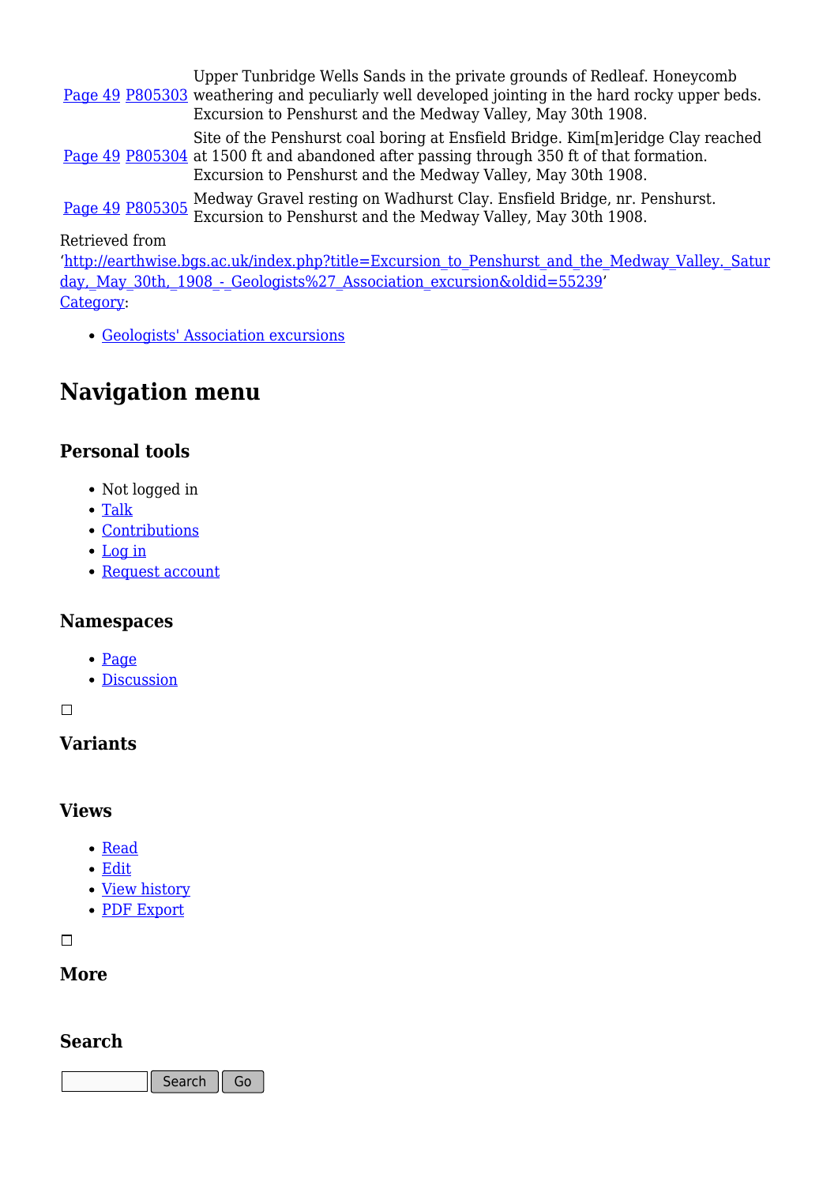| | | |
|---|---|---|
| Page 49 | P805303 | Upper Tunbridge Wells Sands in the private grounds of Redleaf. Honeycomb weathering and peculiarly well developed jointing in the hard rocky upper beds. Excursion to Penshurst and the Medway Valley, May 30th 1908. |
| Page 49 | P805304 | Site of the Penshurst coal boring at Ensfield Bridge. Kim[m]eridge Clay reached at 1500 ft and abandoned after passing through 350 ft of that formation. Excursion to Penshurst and the Medway Valley, May 30th 1908. |
| Page 49 | P805305 | Medway Gravel resting on Wadhurst Clay. Ensfield Bridge, nr. Penshurst. Excursion to Penshurst and the Medway Valley, May 30th 1908. |

Retrieved from 'http://earthwise.bgs.ac.uk/index.php?title=Excursion_to_Penshurst_and_the_Medway_Valley._Saturday,_May_30th,_1908_-_Geologists%27_Association_excursion&oldid=55239'

Category:

- Geologists' Association excursions

# Navigation menu

## Personal tools

- Not logged in
- Talk
- Contributions
- Log in
- Request account

## Namespaces

- Page
- Discussion

## Variants

## Views

- Read
- Edit
- View history
- PDF Export

## More

## Search

Search Go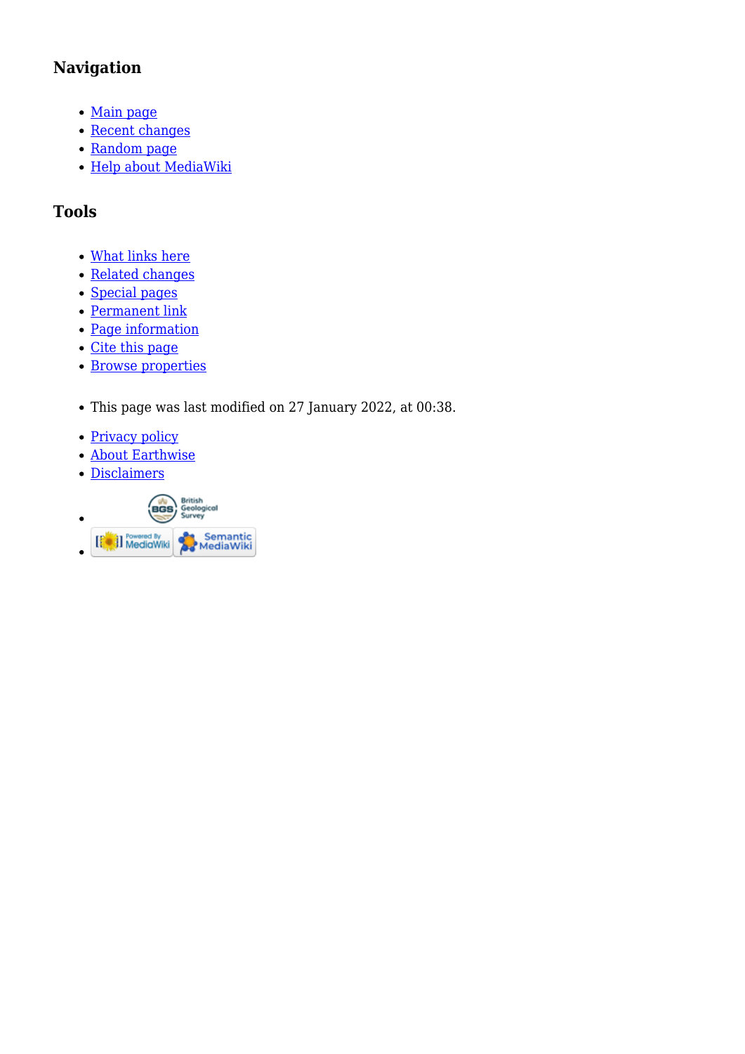### Navigation

- Main page
- Recent changes
- Random page
- Help about MediaWiki

### Tools

- What links here
- Related changes
- Special pages
- Permanent link
- Page information
- Cite this page
- Browse properties

- This page was last modified on 27 January 2022, at 00:38.

- Privacy policy
- About Earthwise
- Disclaimers